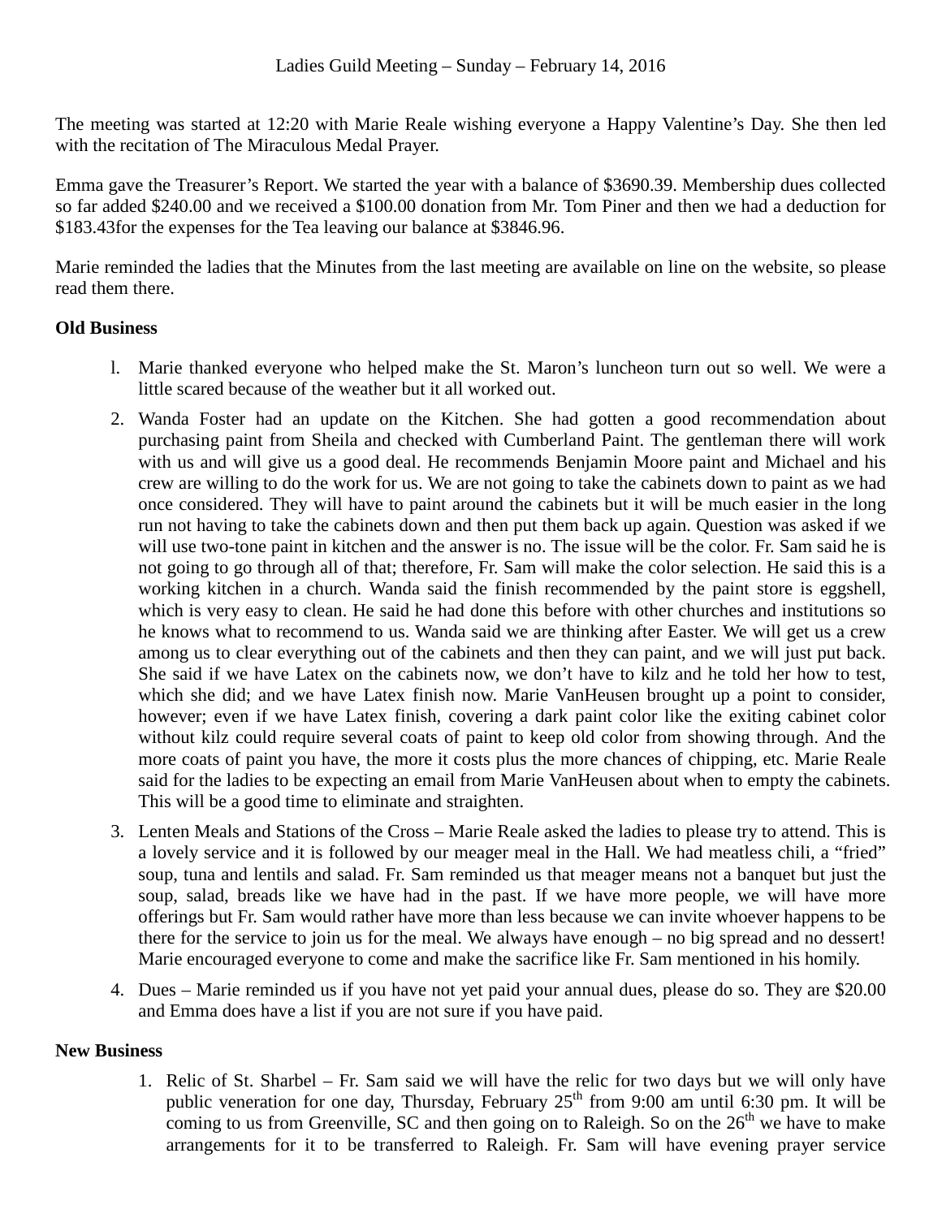Ladies Guild Meeting – Sunday – February 14, 2016

The meeting was started at 12:20 with Marie Reale wishing everyone a Happy Valentine's Day. She then led with the recitation of The Miraculous Medal Prayer.

Emma gave the Treasurer's Report. We started the year with a balance of $3690.39. Membership dues collected so far added $240.00 and we received a $100.00 donation from Mr. Tom Piner and then we had a deduction for $183.43for the expenses for the Tea leaving our balance at $3846.96.

Marie reminded the ladies that the Minutes from the last meeting are available on line on the website, so please read them there.

**Old Business**

1. Marie thanked everyone who helped make the St. Maron's luncheon turn out so well. We were a little scared because of the weather but it all worked out.
2. Wanda Foster had an update on the Kitchen. She had gotten a good recommendation about purchasing paint from Sheila and checked with Cumberland Paint. The gentleman there will work with us and will give us a good deal. He recommends Benjamin Moore paint and Michael and his crew are willing to do the work for us. We are not going to take the cabinets down to paint as we had once considered. They will have to paint around the cabinets but it will be much easier in the long run not having to take the cabinets down and then put them back up again. Question was asked if we will use two-tone paint in kitchen and the answer is no. The issue will be the color. Fr. Sam said he is not going to go through all of that; therefore, Fr. Sam will make the color selection. He said this is a working kitchen in a church. Wanda said the finish recommended by the paint store is eggshell, which is very easy to clean. He said he had done this before with other churches and institutions so he knows what to recommend to us. Wanda said we are thinking after Easter. We will get us a crew among us to clear everything out of the cabinets and then they can paint, and we will just put back. She said if we have Latex on the cabinets now, we don't have to kilz and he told her how to test, which she did; and we have Latex finish now. Marie VanHeusen brought up a point to consider, however; even if we have Latex finish, covering a dark paint color like the exiting cabinet color without kilz could require several coats of paint to keep old color from showing through. And the more coats of paint you have, the more it costs plus the more chances of chipping, etc. Marie Reale said for the ladies to be expecting an email from Marie VanHeusen about when to empty the cabinets. This will be a good time to eliminate and straighten.
3. Lenten Meals and Stations of the Cross – Marie Reale asked the ladies to please try to attend. This is a lovely service and it is followed by our meager meal in the Hall. We had meatless chili, a "fried" soup, tuna and lentils and salad. Fr. Sam reminded us that meager means not a banquet but just the soup, salad, breads like we have had in the past. If we have more people, we will have more offerings but Fr. Sam would rather have more than less because we can invite whoever happens to be there for the service to join us for the meal. We always have enough – no big spread and no dessert! Marie encouraged everyone to come and make the sacrifice like Fr. Sam mentioned in his homily.
4. Dues – Marie reminded us if you have not yet paid your annual dues, please do so. They are $20.00 and Emma does have a list if you are not sure if you have paid.

**New Business**

1. Relic of St. Sharbel – Fr. Sam said we will have the relic for two days but we will only have public veneration for one day, Thursday, February 25th from 9:00 am until 6:30 pm. It will be coming to us from Greenville, SC and then going on to Raleigh. So on the 26th we have to make arrangements for it to be transferred to Raleigh. Fr. Sam will have evening prayer service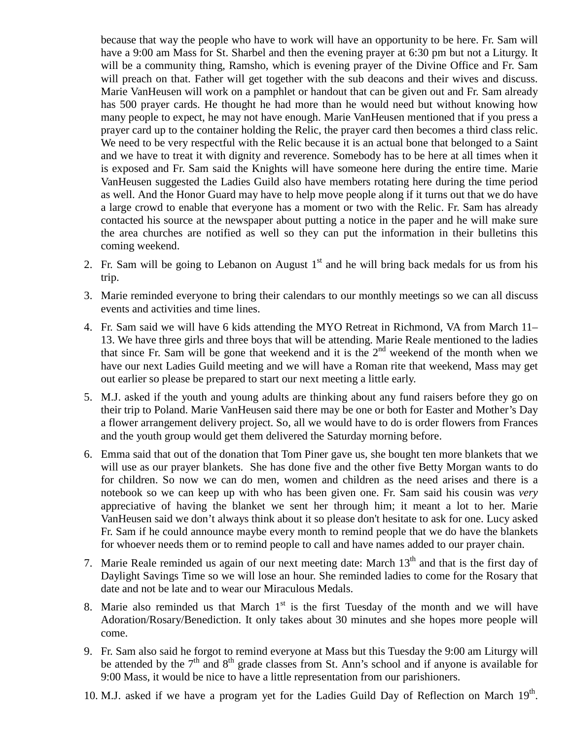because that way the people who have to work will have an opportunity to be here. Fr. Sam will have a 9:00 am Mass for St. Sharbel and then the evening prayer at 6:30 pm but not a Liturgy. It will be a community thing, Ramsho, which is evening prayer of the Divine Office and Fr. Sam will preach on that. Father will get together with the sub deacons and their wives and discuss. Marie VanHeusen will work on a pamphlet or handout that can be given out and Fr. Sam already has 500 prayer cards. He thought he had more than he would need but without knowing how many people to expect, he may not have enough. Marie VanHeusen mentioned that if you press a prayer card up to the container holding the Relic, the prayer card then becomes a third class relic. We need to be very respectful with the Relic because it is an actual bone that belonged to a Saint and we have to treat it with dignity and reverence. Somebody has to be here at all times when it is exposed and Fr. Sam said the Knights will have someone here during the entire time. Marie VanHeusen suggested the Ladies Guild also have members rotating here during the time period as well. And the Honor Guard may have to help move people along if it turns out that we do have a large crowd to enable that everyone has a moment or two with the Relic. Fr. Sam has already contacted his source at the newspaper about putting a notice in the paper and he will make sure the area churches are notified as well so they can put the information in their bulletins this coming weekend.

2. Fr. Sam will be going to Lebanon on August 1st and he will bring back medals for us from his trip.
3. Marie reminded everyone to bring their calendars to our monthly meetings so we can all discuss events and activities and time lines.
4. Fr. Sam said we will have 6 kids attending the MYO Retreat in Richmond, VA from March 11–13. We have three girls and three boys that will be attending. Marie Reale mentioned to the ladies that since Fr. Sam will be gone that weekend and it is the 2nd weekend of the month when we have our next Ladies Guild meeting and we will have a Roman rite that weekend, Mass may get out earlier so please be prepared to start our next meeting a little early.
5. M.J. asked if the youth and young adults are thinking about any fund raisers before they go on their trip to Poland. Marie VanHeusen said there may be one or both for Easter and Mother's Day a flower arrangement delivery project. So, all we would have to do is order flowers from Frances and the youth group would get them delivered the Saturday morning before.
6. Emma said that out of the donation that Tom Piner gave us, she bought ten more blankets that we will use as our prayer blankets. She has done five and the other five Betty Morgan wants to do for children. So now we can do men, women and children as the need arises and there is a notebook so we can keep up with who has been given one. Fr. Sam said his cousin was *very* appreciative of having the blanket we sent her through him; it meant a lot to her. Marie VanHeusen said we don't always think about it so please don't hesitate to ask for one. Lucy asked Fr. Sam if he could announce maybe every month to remind people that we do have the blankets for whoever needs them or to remind people to call and have names added to our prayer chain.
7. Marie Reale reminded us again of our next meeting date: March 13th and that is the first day of Daylight Savings Time so we will lose an hour. She reminded ladies to come for the Rosary that date and not be late and to wear our Miraculous Medals.
8. Marie also reminded us that March 1st is the first Tuesday of the month and we will have Adoration/Rosary/Benediction. It only takes about 30 minutes and she hopes more people will come.
9. Fr. Sam also said he forgot to remind everyone at Mass but this Tuesday the 9:00 am Liturgy will be attended by the 7th and 8th grade classes from St. Ann's school and if anyone is available for 9:00 Mass, it would be nice to have a little representation from our parishioners.
10. M.J. asked if we have a program yet for the Ladies Guild Day of Reflection on March 19th.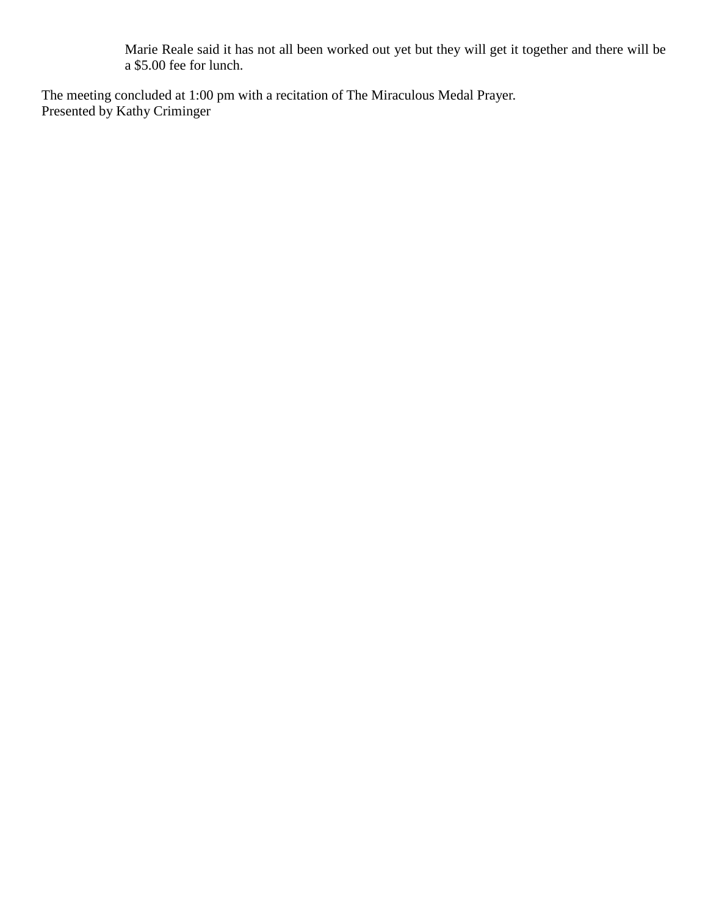Marie Reale said it has not all been worked out yet but they will get it together and there will be a $5.00 fee for lunch.

The meeting concluded at 1:00 pm with a recitation of The Miraculous Medal Prayer.
Presented by Kathy Criminger